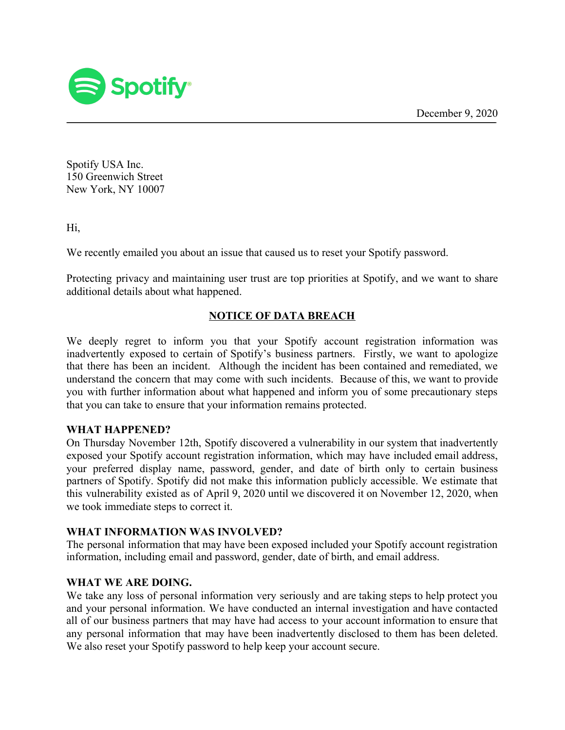Spotify

December 9, 2020

Spotify USA Inc.
150 Greenwich Street
New York, NY 10007

Hi,

We recently emailed you about an issue that caused us to reset your Spotify password.

Protecting privacy and maintaining user trust are top priorities at Spotify, and we want to share additional details about what happened.

## NOTICE OF DATA BREACH

We deeply regret to inform you that your Spotify account registration information was inadvertently exposed to certain of Spotify's business partners. Firstly, we want to apologize that there has been an incident. Although the incident has been contained and remediated, we understand the concern that may come with such incidents. Because of this, we want to provide you with further information about what happened and inform you of some precautionary steps that you can take to ensure that your information remains protected.

**WHAT HAPPENED?**

On Thursday November 12th, Spotify discovered a vulnerability in our system that inadvertently exposed your Spotify account registration information, which may have included email address, your preferred display name, password, gender, and date of birth only to certain business partners of Spotify. Spotify did not make this information publicly accessible. We estimate that this vulnerability existed as of April 9, 2020 until we discovered it on November 12, 2020, when we took immediate steps to correct it.

**WHAT INFORMATION WAS INVOLVED?**

The personal information that may have been exposed included your Spotify account registration information, including email and password, gender, date of birth, and email address.

**WHAT WE ARE DOING.**

We take any loss of personal information very seriously and are taking steps to help protect you and your personal information. We have conducted an internal investigation and have contacted all of our business partners that may have had access to your account information to ensure that any personal information that may have been inadvertently disclosed to them has been deleted. We also reset your Spotify password to help keep your account secure.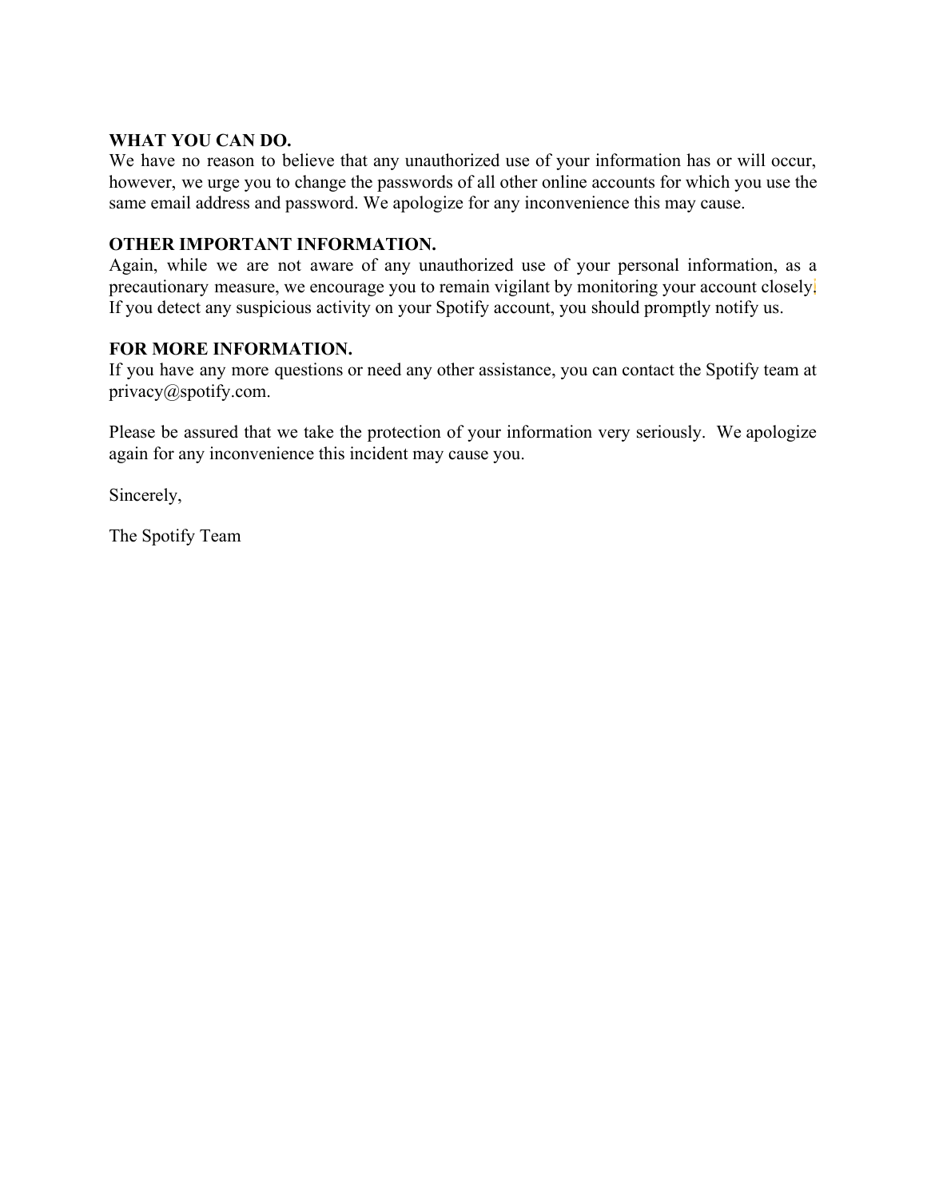**WHAT YOU CAN DO.**
We have no reason to believe that any unauthorized use of your information has or will occur, however, we urge you to change the passwords of all other online accounts for which you use the same email address and password. We apologize for any inconvenience this may cause.

**OTHER IMPORTANT INFORMATION.**
Again, while we are not aware of any unauthorized use of your personal information, as a precautionary measure, we encourage you to remain vigilant by monitoring your account closely. If you detect any suspicious activity on your Spotify account, you should promptly notify us.

**FOR MORE INFORMATION.**
If you have any more questions or need any other assistance, you can contact the Spotify team at privacy@spotify.com.

Please be assured that we take the protection of your information very seriously. We apologize again for any inconvenience this incident may cause you.

Sincerely,

The Spotify Team